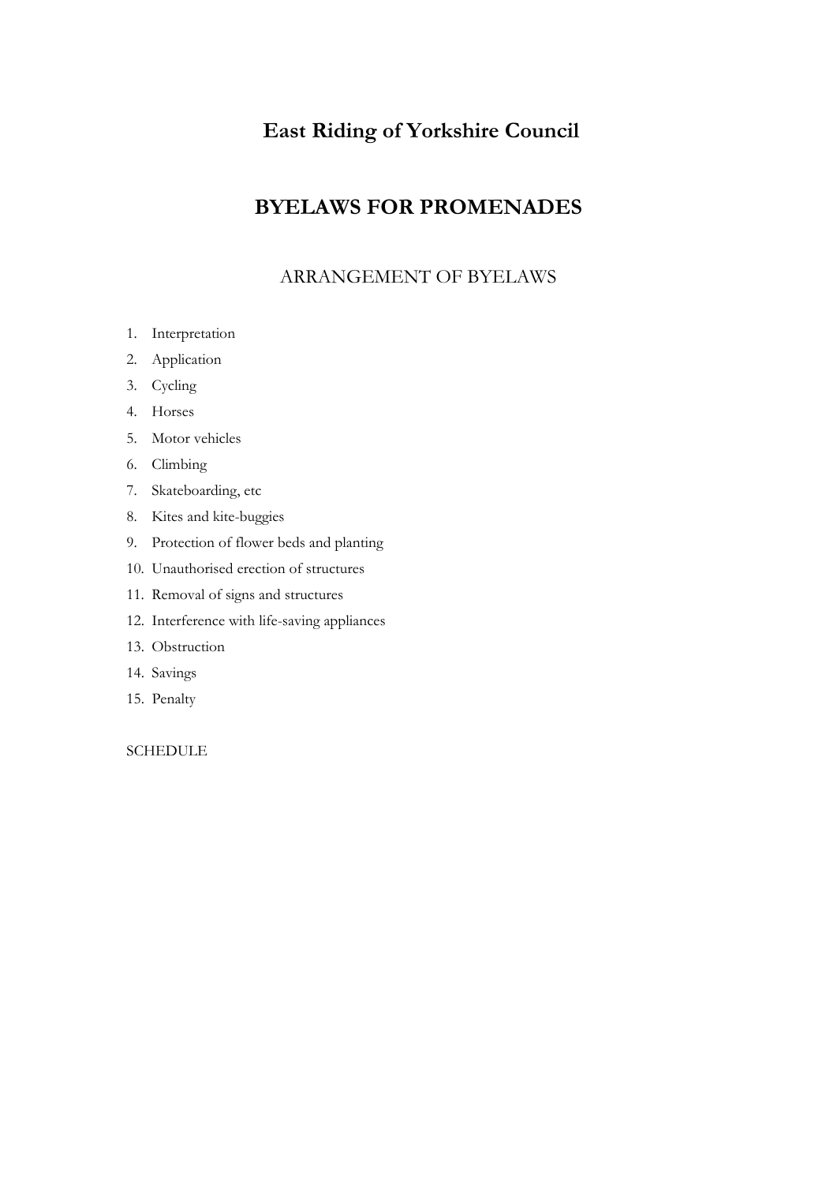# East Riding of Yorkshire Council

## BYELAWS FOR PROMENADES

### ARRANGEMENT OF BYELAWS

1. Interpretation
2. Application
3. Cycling
4. Horses
5. Motor vehicles
6. Climbing
7. Skateboarding, etc
8. Kites and kite-buggies
9. Protection of flower beds and planting
10. Unauthorised erection of structures
11. Removal of signs and structures
12. Interference with life-saving appliances
13. Obstruction
14. Savings
15. Penalty

SCHEDULE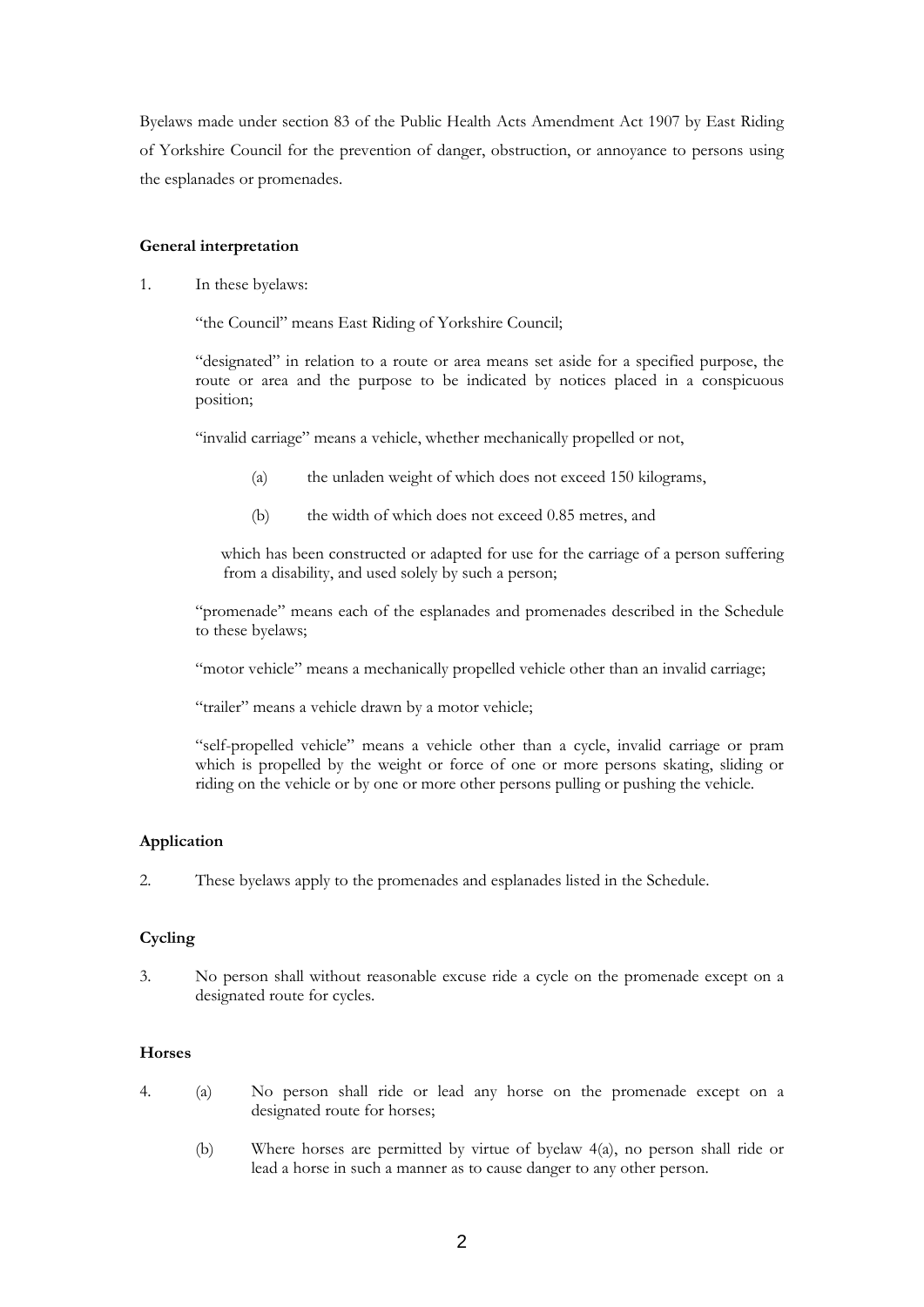Byelaws made under section 83 of the Public Health Acts Amendment Act 1907 by East Riding of Yorkshire Council for the prevention of danger, obstruction, or annoyance to persons using the esplanades or promenades.

**General interpretation**

1. In these byelaws:

   "the Council" means East Riding of Yorkshire Council;

   "designated" in relation to a route or area means set aside for a specified purpose, the route or area and the purpose to be indicated by notices placed in a conspicuous position;

   "invalid carriage" means a vehicle, whether mechanically propelled or not,

   (a) the unladen weight of which does not exceed 150 kilograms,

   (b) the width of which does not exceed 0.85 metres, and

   which has been constructed or adapted for use for the carriage of a person suffering from a disability, and used solely by such a person;

   "promenade" means each of the esplanades and promenades described in the Schedule to these byelaws;

   "motor vehicle" means a mechanically propelled vehicle other than an invalid carriage;

   "trailer" means a vehicle drawn by a motor vehicle;

   "self-propelled vehicle" means a vehicle other than a cycle, invalid carriage or pram which is propelled by the weight or force of one or more persons skating, sliding or riding on the vehicle or by one or more other persons pulling or pushing the vehicle.

**Application**

2. These byelaws apply to the promenades and esplanades listed in the Schedule.

**Cycling**

3. No person shall without reasonable excuse ride a cycle on the promenade except on a designated route for cycles.

**Horses**

4. (a) No person shall ride or lead any horse on the promenade except on a designated route for horses;

   (b) Where horses are permitted by virtue of byelaw 4(a), no person shall ride or lead a horse in such a manner as to cause danger to any other person.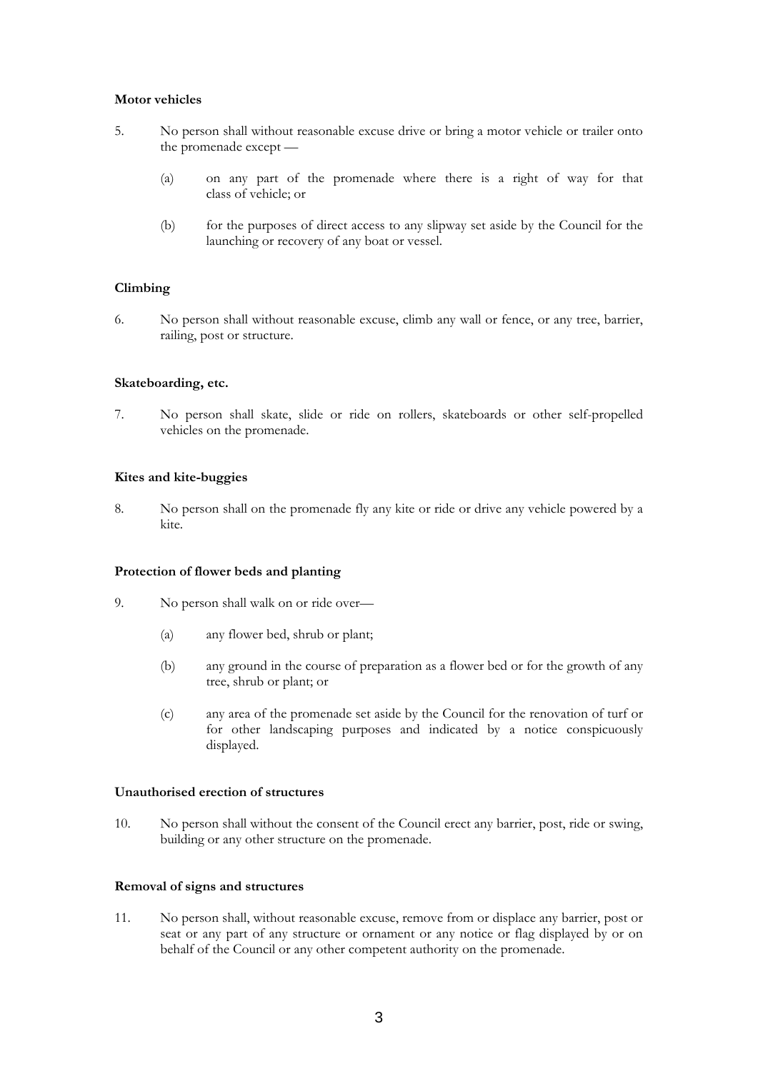**Motor vehicles**

5. No person shall without reasonable excuse drive or bring a motor vehicle or trailer onto the promenade except —

   (a) on any part of the promenade where there is a right of way for that class of vehicle; or

   (b) for the purposes of direct access to any slipway set aside by the Council for the launching or recovery of any boat or vessel.

**Climbing**

6. No person shall without reasonable excuse, climb any wall or fence, or any tree, barrier, railing, post or structure.

**Skateboarding, etc.**

7. No person shall skate, slide or ride on rollers, skateboards or other self-propelled vehicles on the promenade.

**Kites and kite-buggies**

8. No person shall on the promenade fly any kite or ride or drive any vehicle powered by a kite.

**Protection of flower beds and planting**

9. No person shall walk on or ride over—

   (a) any flower bed, shrub or plant;

   (b) any ground in the course of preparation as a flower bed or for the growth of any tree, shrub or plant; or

   (c) any area of the promenade set aside by the Council for the renovation of turf or for other landscaping purposes and indicated by a notice conspicuously displayed.

**Unauthorised erection of structures**

10. No person shall without the consent of the Council erect any barrier, post, ride or swing, building or any other structure on the promenade.

**Removal of signs and structures**

11. No person shall, without reasonable excuse, remove from or displace any barrier, post or seat or any part of any structure or ornament or any notice or flag displayed by or on behalf of the Council or any other competent authority on the promenade.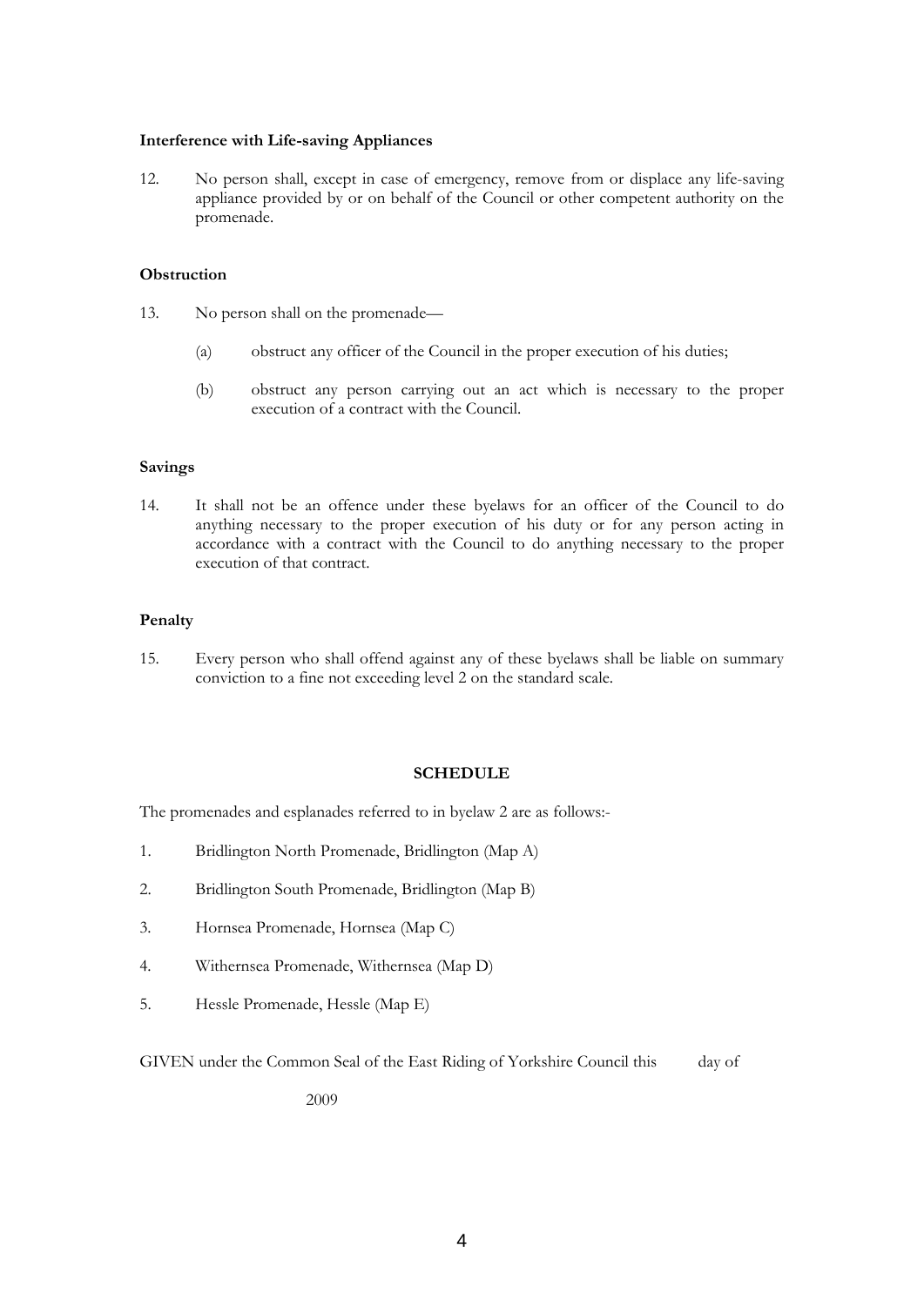**Interference with Life-saving Appliances**

12. No person shall, except in case of emergency, remove from or displace any life-saving appliance provided by or on behalf of the Council or other competent authority on the promenade.

**Obstruction**

13. No person shall on the promenade—

    (a) obstruct any officer of the Council in the proper execution of his duties;

    (b) obstruct any person carrying out an act which is necessary to the proper execution of a contract with the Council.

**Savings**

14. It shall not be an offence under these byelaws for an officer of the Council to do anything necessary to the proper execution of his duty or for any person acting in accordance with a contract with the Council to do anything necessary to the proper execution of that contract.

**Penalty**

15. Every person who shall offend against any of these byelaws shall be liable on summary conviction to a fine not exceeding level 2 on the standard scale.

**SCHEDULE**

The promenades and esplanades referred to in byelaw 2 are as follows:-

1. Bridlington North Promenade, Bridlington (Map A)
2. Bridlington South Promenade, Bridlington (Map B)
3. Hornsea Promenade, Hornsea (Map C)
4. Withernsea Promenade, Withernsea (Map D)
5. Hessle Promenade, Hessle (Map E)

GIVEN under the Common Seal of the East Riding of Yorkshire Council this day of

2009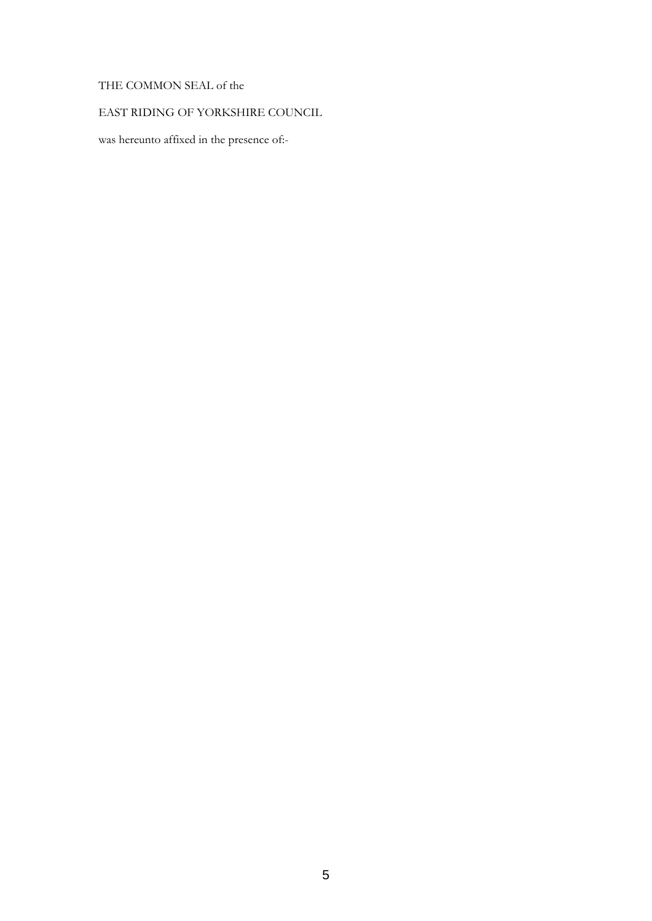THE COMMON SEAL of the

EAST RIDING OF YORKSHIRE COUNCIL

was hereunto affixed in the presence of:-